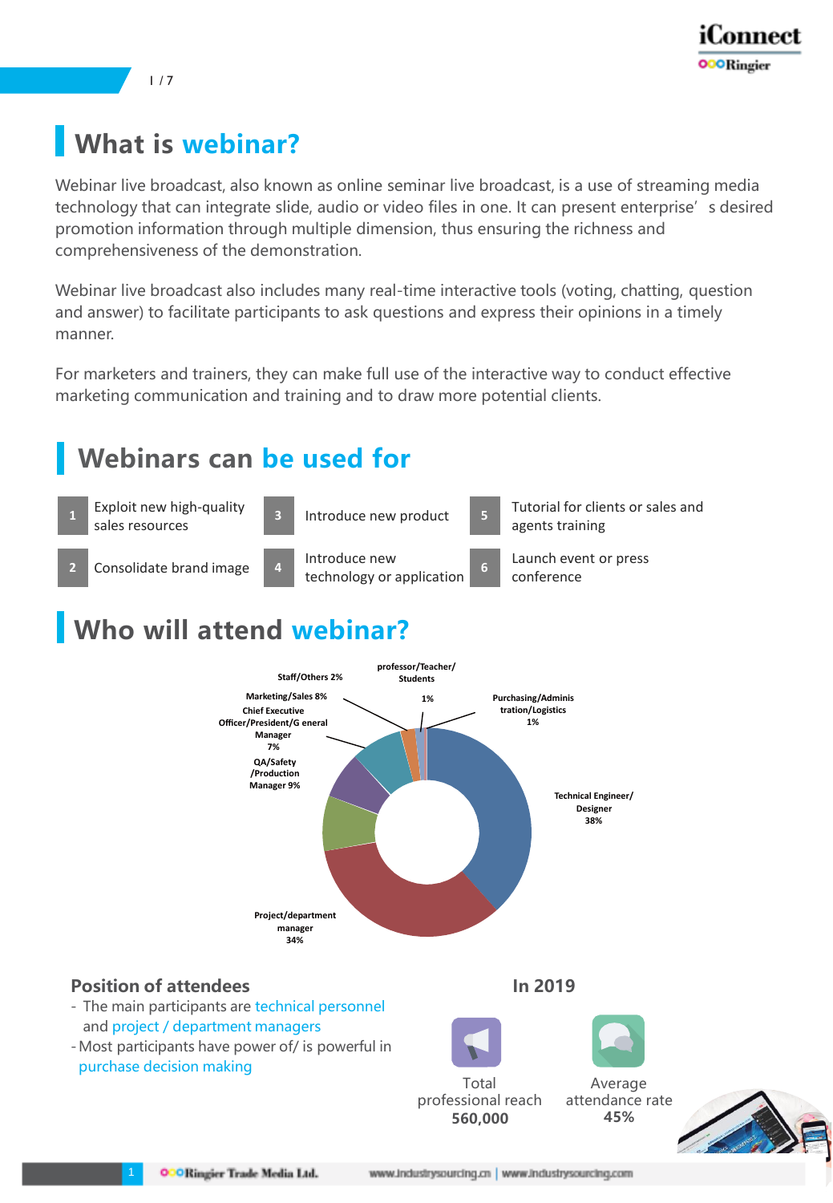# What is webinar?

Webinar live broadcast, also known as online seminar live broadcast, is a use of streaming media technology that can integrate slide, audio or video files in one. It can present enterprise' s desired promotion information through multiple dimension, thus ensuring the richness and comprehensiveness of the demonstration.

Webinar live broadcast also includes many real-time interactive tools (voting, chatting, question and answer) to facilitate participants to ask questions and express their opinions in a timely manner.

For marketers and trainers, they can make full use of the interactive way to conduct effective marketing communication and training and to draw more potential clients.

# Webinars can be used for

1. Exploit new high-quality sales resources
2. Consolidate brand image
3. Introduce new product
4. Introduce new technology or application
5. Tutorial for clients or sales and agents training
6. Launch event or press conference

# Who will attend webinar?

- Technical Engineer/ Designer 38%
- Project/department manager 34%
- QA/Safety /Production Manager 9%
- Chief Executive Officer/President/G eneral Manager 7%
- Marketing/Sales 8%
- Staff/Others 2%
- professor/Teacher/ Students 1%
- Purchasing/Adminis tration/Logistics 1%

## Position of attendees

- The main participants are technical personnel and project / department managers
- Most participants have power of/ is powerful in purchase decision making

## In 2019

Total professional reach
**560,000**

Average attendance rate
**45%**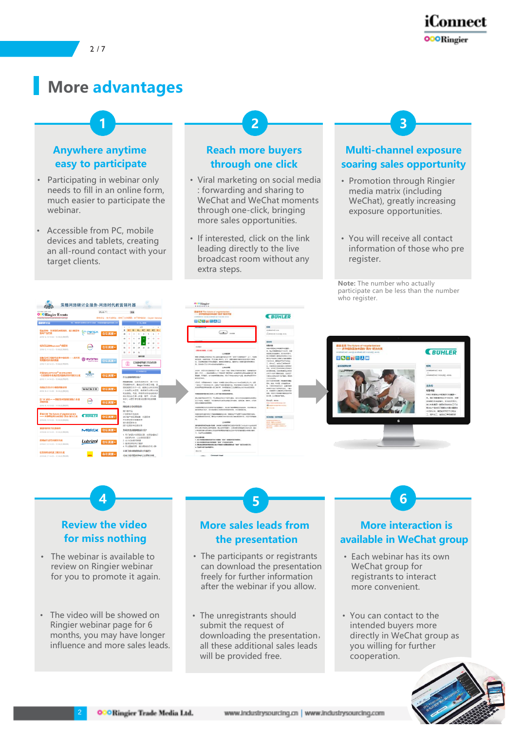# More advantages

## 1

### Anywhere anytime easy to participate

- Participating in webinar only needs to fill in an online form, much easier to participate the webinar.
- Accessible from PC, mobile devices and tablets, creating an all-round contact with your target clients.

## 2

### Reach more buyers through one click

- Viral marketing on social media : forwarding and sharing to WeChat and WeChat moments through one-click, bringing more sales opportunities.
- If interested, click on the link leading directly to the live broadcast room without any extra steps.

## 3

### Multi-channel exposure soaring sales opportunity

- Promotion through Ringier media matrix (including WeChat), greatly increasing exposure opportunities.
- You will receive all contact information of those who pre register.

**Note:** The number who actually participate can be less than the number who register.

## 4

### Review the video for miss nothing

- The webinar is available to review on Ringier webinar for you to promote it again.
- The video will be showed on Ringier webinar page for 6 months, you may have longer influence and more sales leads.

## 5

### More sales leads from the presentation

- The participants or registrants can download the presentation freely for further information after the webinar if you allow.
- The unregistrants should submit the request of downloading the presentation，all these additional sales leads will be provided free.

## 6

### More interaction is available in WeChat group

- Each webinar has its own WeChat group for registrants to interact more convenient.
- You can contact to the intended buyers more directly in WeChat group as you willing for further cooperation.

Ringier Trade Media Ltd. www.industrysourcing.cn | www.industrysourcing.com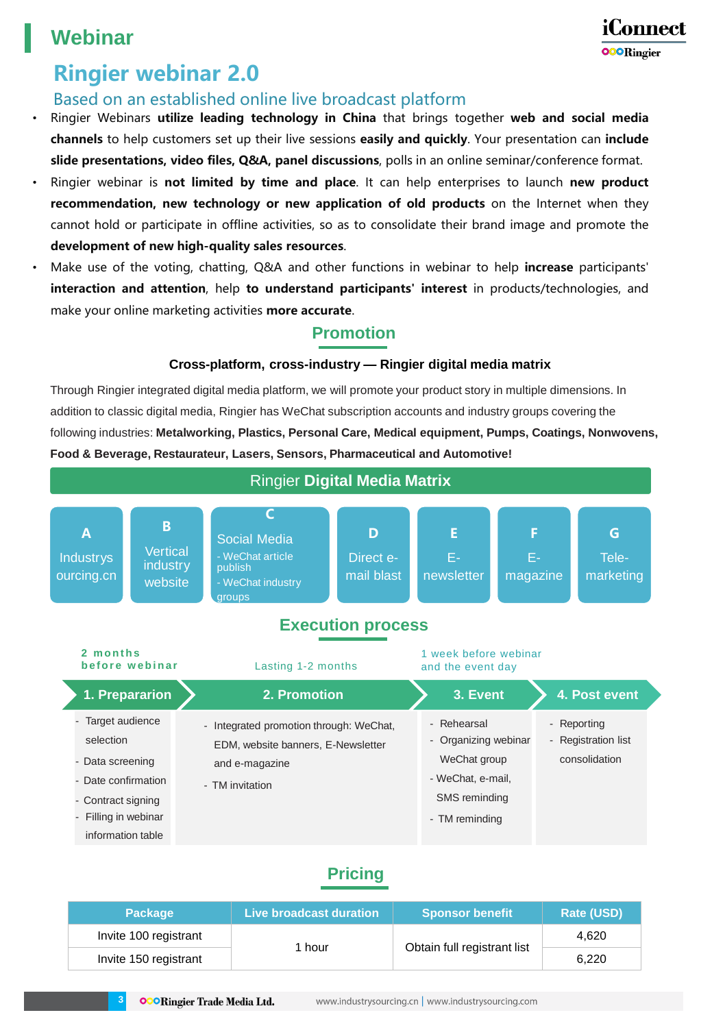# Webinar

## Ringier webinar 2.0

### Based on an established online live broadcast platform

- Ringier Webinars **utilize leading technology in China** that brings together **web and social media channels** to help customers set up their live sessions **easily and quickly**. Your presentation can **include slide presentations, video files, Q&A, panel discussions**, polls in an online seminar/conference format.
- Ringier webinar is **not limited by time and place**. It can help enterprises to launch **new product recommendation, new technology or new application of old products** on the Internet when they cannot hold or participate in offline activities, so as to consolidate their brand image and promote the **development of new high-quality sales resources**.
- Make use of the voting, chatting, Q&A and other functions in webinar to help **increase** participants' **interaction and attention**, help **to understand participants' interest** in products/technologies, and make your online marketing activities **more accurate**.

## Promotion

**Cross-platform, cross-industry — Ringier digital media matrix**

Through Ringier integrated digital media platform, we will promote your product story in multiple dimensions. In addition to classic digital media, Ringier has WeChat subscription accounts and industry groups covering the following industries: **Metalworking, Plastics, Personal Care, Medical equipment, Pumps, Coatings, Nonwovens, Food & Beverage, Restaurateur, Lasers, Sensors, Pharmaceutical and Automotive!**

**Ringier Digital Media Matrix**

- **A** Industrysourcing.cn
- **B** Vertical industry website
- **C** Social Media
  - WeChat article publish
  - WeChat industry groups
- **D** Direct e-mail blast
- **E** E-newsletter
- **F** E-magazine
- **G** Tele-marketing

## Execution process

| 1. Preparation | 2. Promotion | 3. Event | 4. Post event |
|---|---|---|---|
| 2 months before webinar | Lasting 1-2 months | 1 week before webinar and the event day | |
| - Target audience selection<br>- Data screening<br>- Date confirmation<br>- Contract signing<br>- Filling in webinar information table | - Integrated promotion through: WeChat, EDM, website banners, E-Newsletter and e-magazine<br>- TM invitation | - Rehearsal<br>- Organizing webinar WeChat group<br>- WeChat, e-mail, SMS reminding<br>- TM reminding | - Reporting<br>- Registration list consolidation |

## Pricing

| Package | Live broadcast duration | Sponsor benefit | Rate (USD) |
|---|---|---|---|
| Invite 100 registrant | 1 hour | Obtain full registrant list | 4,620 |
| Invite 150 registrant | | | 6,220 |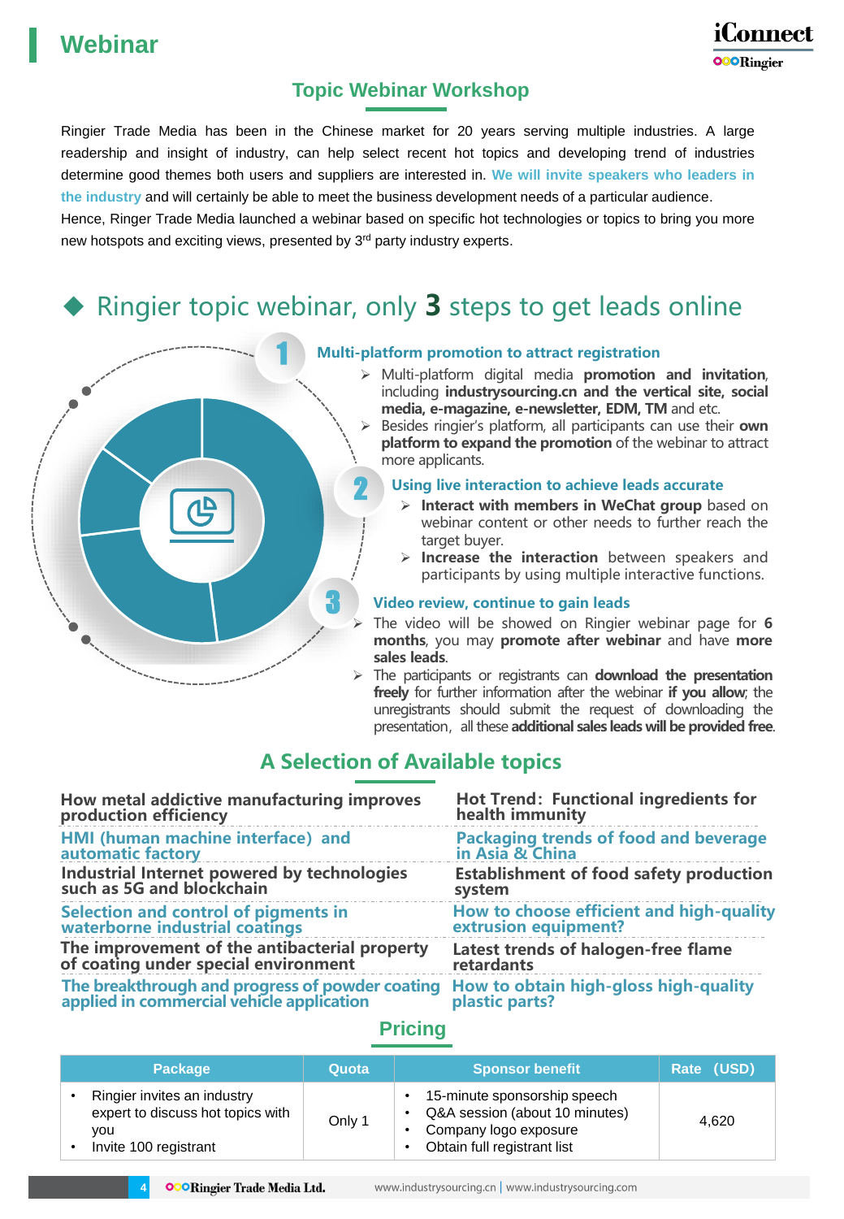# Webinar

## Topic Webinar Workshop

Ringier Trade Media has been in the Chinese market for 20 years serving multiple industries. A large readership and insight of industry, can help select recent hot topics and developing trend of industries determine good themes both users and suppliers are interested in. **We will invite speakers who leaders in the industry** and will certainly be able to meet the business development needs of a particular audience. Hence, Ringer Trade Media launched a webinar based on specific hot technologies or topics to bring you more new hotspots and exciting views, presented by 3rd party industry experts.

## ◆ Ringier topic webinar, only **3** steps to get leads online

### 1 Multi-platform promotion to attract registration

- Multi-platform digital media **promotion and invitation**, including **industrysourcing.cn and the vertical site, social media, e-magazine, e-newsletter, EDM, TM** and etc.
- Besides ringier's platform, all participants can use their **own platform to expand the promotion** of the webinar to attract more applicants.

### 2 Using live interaction to achieve leads accurate

- **Interact with members in WeChat group** based on webinar content or other needs to further reach the target buyer.
- **Increase the interaction** between speakers and participants by using multiple interactive functions.

### 3 Video review, continue to gain leads

- The video will be showed on Ringier webinar page for **6 months**, you may **promote after webinar** and have **more sales leads**.
- The participants or registrants can **download the presentation freely** for further information after the webinar **if you allow**; the unregistrants should submit the request of downloading the presentation, all these **additional sales leads will be provided free**.

## A Selection of Available topics

| | |
|---|---|
| How metal addictive manufacturing improves production efficiency | Hot Trend：Functional ingredients for health immunity |
| HMI (human machine interface) and automatic factory | Packaging trends of food and beverage in Asia & China |
| Industrial Internet powered by technologies such as 5G and blockchain | Establishment of food safety production system |
| Selection and control of pigments in waterborne industrial coatings | How to choose efficient and high-quality extrusion equipment? |
| The improvement of the antibacterial property of coating under special environment | Latest trends of halogen-free flame retardants |
| The breakthrough and progress of powder coating applied in commercial vehicle application | How to obtain high-gloss high-quality plastic parts? |

## Pricing

| Package | Quota | Sponsor benefit | Rate (USD) |
|---|---|---|---|
| • Ringier invites an industry expert to discuss hot topics with you<br>• Invite 100 registrant | Only 1 | • 15-minute sponsorship speech<br>• Q&A session (about 10 minutes)<br>• Company logo exposure<br>• Obtain full registrant list | 4,620 |